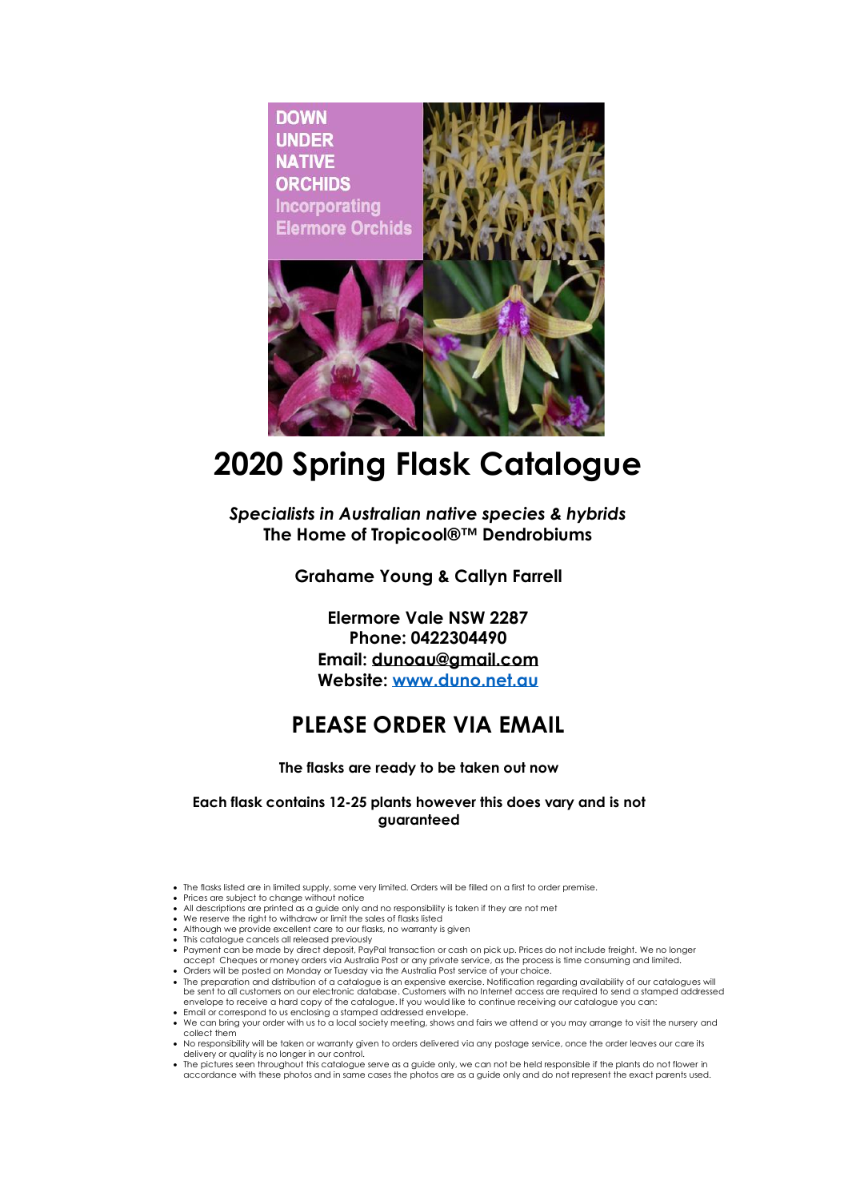DOWN UNDER NATIVE ORCHIDS
Incorporating Elermore Orchids

# 2020 Spring Flask Catalogue

***Specialists in Australian native species & hybrids***

**The Home of Tropicool®™ Dendrobiums**

**Grahame Young & Callyn Farrell**

**Elermore Vale NSW 2287**
**Phone: 0422304490**
**Email: dunoau@gmail.com**
**Website: www.duno.net.au**

## PLEASE ORDER VIA EMAIL

**The flasks are ready to be taken out now**

**Each flask contains 12-25 plants however this does vary and is not guaranteed**

- The flasks listed are in limited supply, some very limited. Orders will be filled on a first to order premise.
- Prices are subject to change without notice
- All descriptions are printed as a guide only and no responsibility is taken if they are not met
- We reserve the right to withdraw or limit the sales of flasks listed
- Although we provide excellent care to our flasks, no warranty is given
- This catalogue cancels all released previously
- Payment can be made by direct deposit, PayPal transaction or cash on pick up. Prices do not include freight. We no longer accept Cheques or money orders via Australia Post or any private service, as the process is time consuming and limited.
- Orders will be posted on Monday or Tuesday via the Australia Post service of your choice.
- The preparation and distribution of a catalogue is an expensive exercise. Notification regarding availability of our catalogues will be sent to all customers on our electronic database. Customers with no Internet access are required to send a stamped addressed envelope to receive a hard copy of the catalogue. If you would like to continue receiving our catalogue you can:
- Email or correspond to us enclosing a stamped addressed envelope.
- We can bring your order with us to a local society meeting, shows and fairs we attend or you may arrange to visit the nursery and collect them
- No responsibility will be taken or warranty given to orders delivered via any postage service, once the order leaves our care its delivery or quality is no longer in our control.
- The pictures seen throughout this catalogue serve as a guide only, we can not be held responsible if the plants do not flower in accordance with these photos and in same cases the photos are as a guide only and do not represent the exact parents used.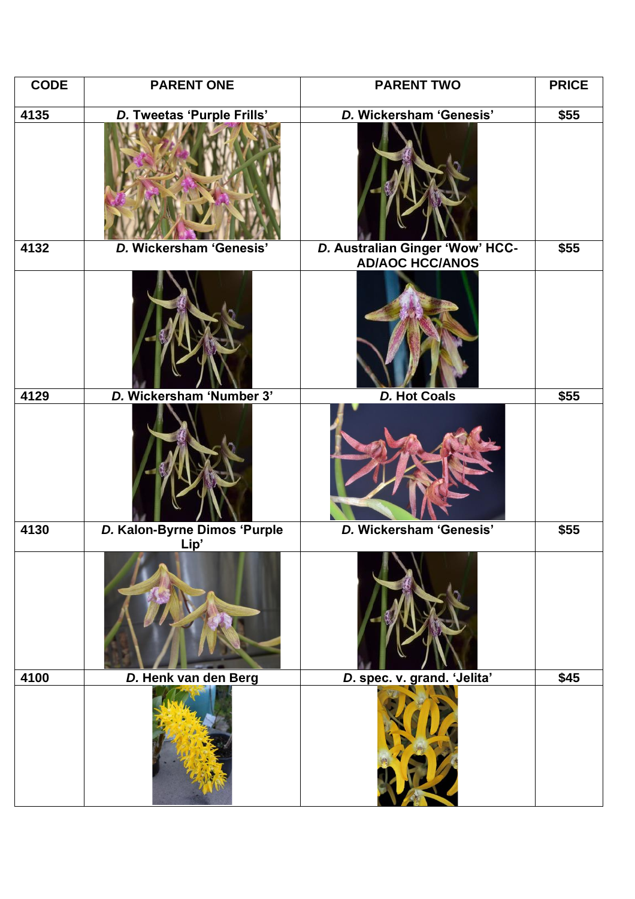| CODE | PARENT ONE | PARENT TWO | PRICE |
| --- | --- | --- | --- |
| 4135 | ***D.* Tweetas 'Purple Frills'** | ***D.* Wickersham 'Genesis'** | **$55** |
| 4132 | ***D.* Wickersham 'Genesis'** | ***D.* Australian Ginger 'Wow' HCC-AD/AOC HCC/ANOS** | **$55** |
| 4129 | ***D.* Wickersham 'Number 3'** | ***D.* Hot Coals** | **$55** |
| 4130 | ***D.* Kalon-Byrne Dimos 'Purple Lip'** | ***D.* Wickersham 'Genesis'** | **$55** |
| 4100 | ***D.* Henk van den Berg** | ***D*. spec. v. grand. 'Jelita'** | **$45** |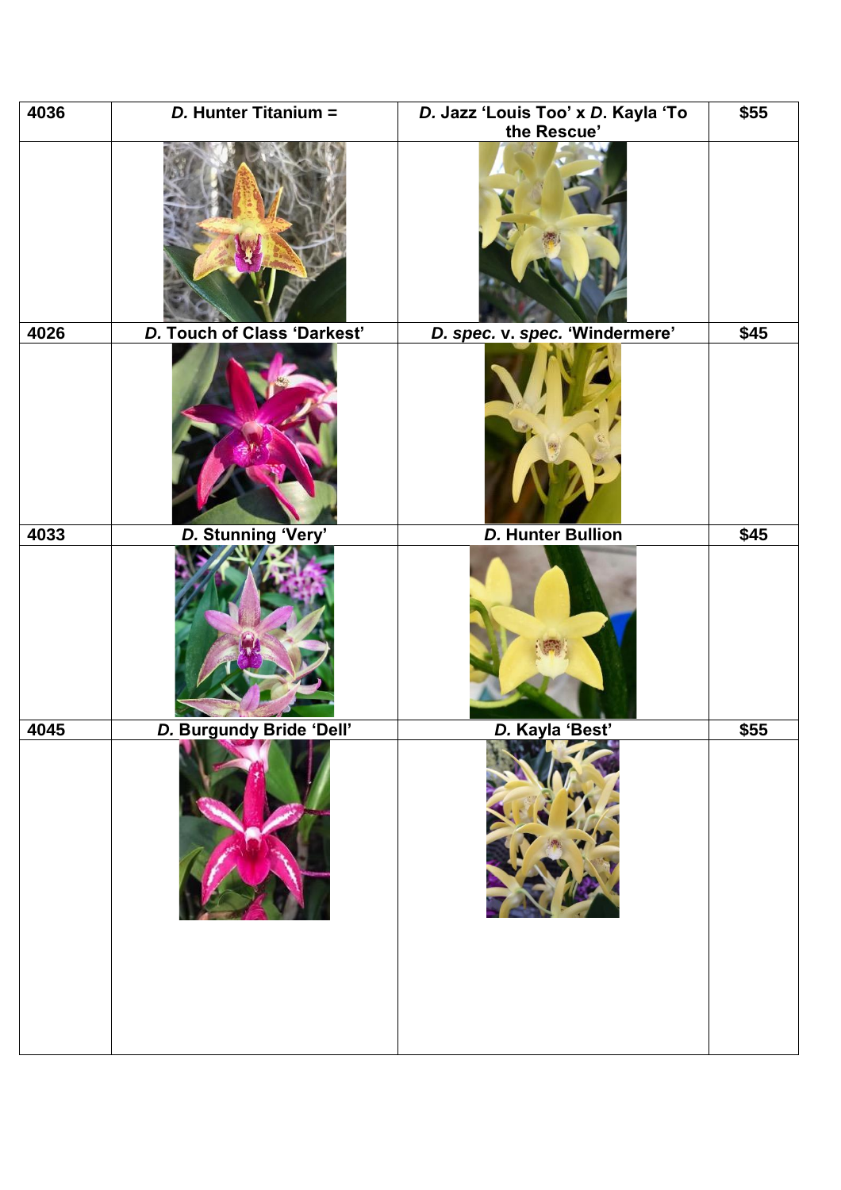| 4036 | *D.* Hunter Titanium = | *D.* Jazz 'Louis Too' x *D.* Kayla 'To the Rescue' | $55 |
|---|---|---|---|
| | | | |
| 4026 | *D.* Touch of Class 'Darkest' | *D. spec.* v. *spec.* 'Windermere' | $45 |
| | | | |
| 4033 | *D.* Stunning 'Very' | *D.* Hunter Bullion | $45 |
| | | | |
| 4045 | *D.* Burgundy Bride 'Dell' | *D.* Kayla 'Best' | $55 |
| | | | |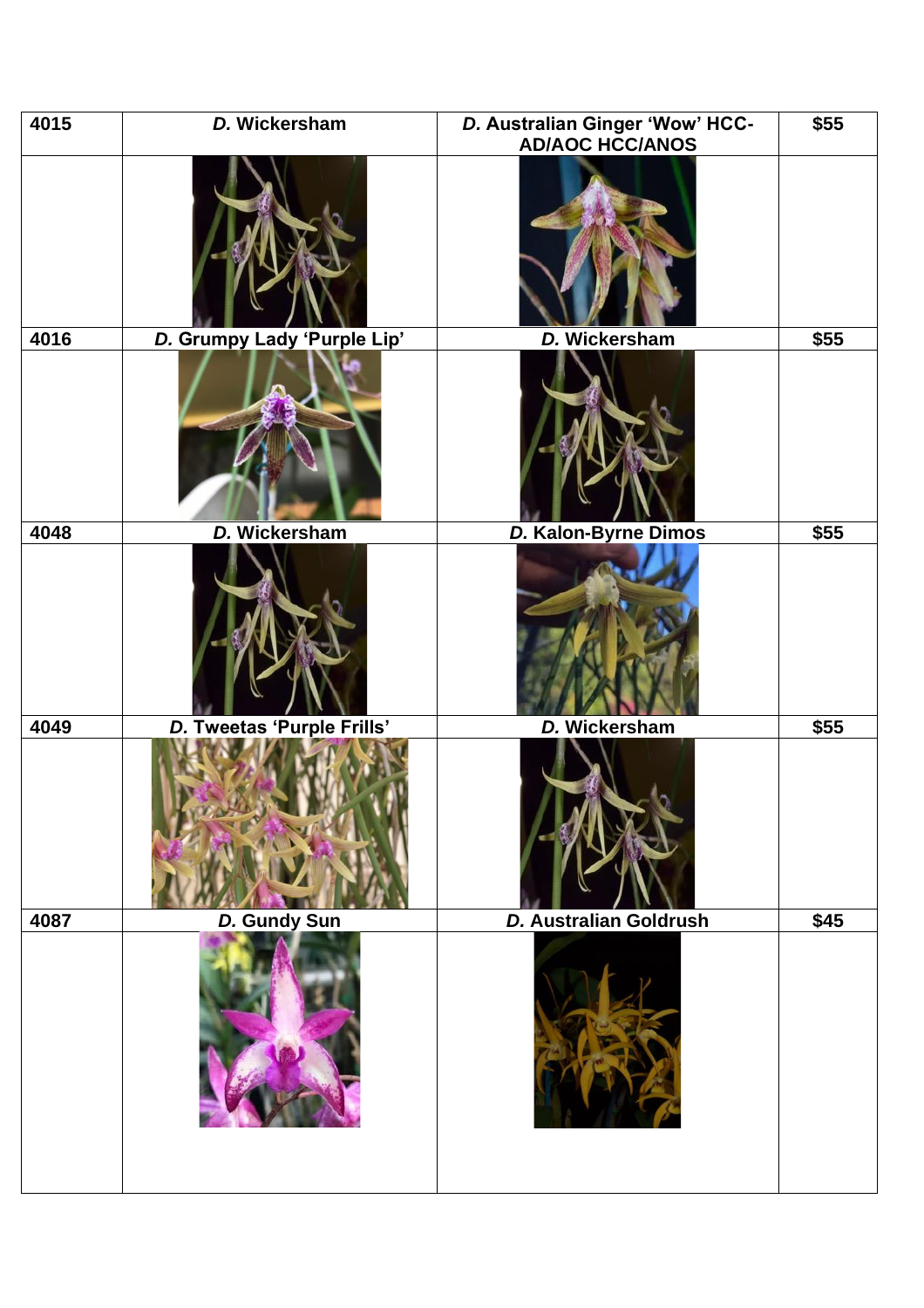| 4015 | *D.* Wickersham | *D.* Australian Ginger 'Wow' HCC-AD/AOC HCC/ANOS | $55 |
|---|---|---|---|
| | | | |
| 4016 | *D.* Grumpy Lady 'Purple Lip' | *D.* Wickersham | $55 |
| | | | |
| 4048 | *D.* Wickersham | *D.* Kalon-Byrne Dimos | $55 |
| | | | |
| 4049 | *D.* Tweetas 'Purple Frills' | *D.* Wickersham | $55 |
| | | | |
| 4087 | *D.* Gundy Sun | *D.* Australian Goldrush | $45 |
| | | | |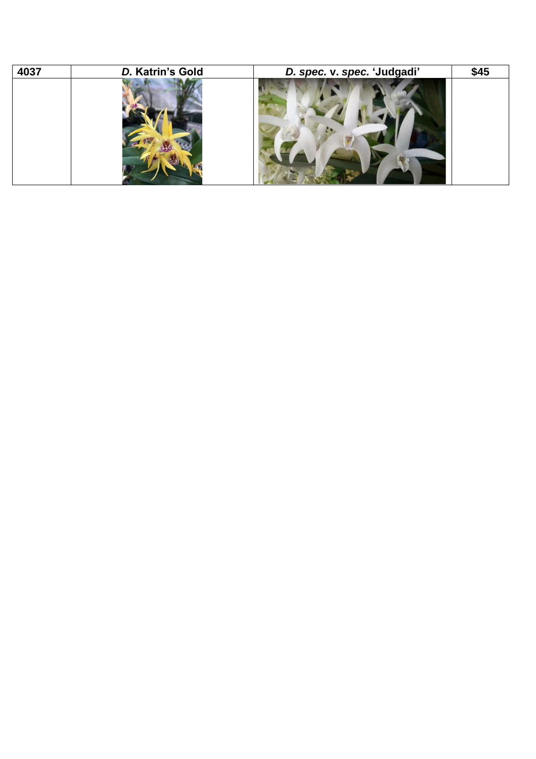| | | | |
|---|---|---|---|
| **4037** | ***D.* Katrin's Gold** | ***D. spec.* v. *spec.* 'Judgadi'** | **$45** |
| | | | |